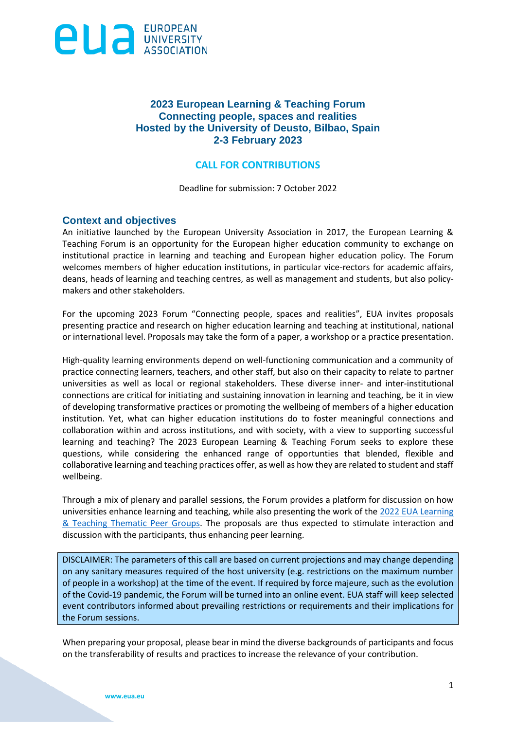# 2023 European Learning & Teaching Forum
## Connecting people, spaces and realities
## Hosted by the University of Deusto, Bilbao, Spain
## 2-3 February 2023

## CALL FOR CONTRIBUTIONS

Deadline for submission: 7 October 2022

## Context and objectives

An initiative launched by the European University Association in 2017, the European Learning & Teaching Forum is an opportunity for the European higher education community to exchange on institutional practice in learning and teaching and European higher education policy. The Forum welcomes members of higher education institutions, in particular vice-rectors for academic affairs, deans, heads of learning and teaching centres, as well as management and students, but also policy-makers and other stakeholders.

For the upcoming 2023 Forum "Connecting people, spaces and realities", EUA invites proposals presenting practice and research on higher education learning and teaching at institutional, national or international level. Proposals may take the form of a paper, a workshop or a practice presentation.

High-quality learning environments depend on well-functioning communication and a community of practice connecting learners, teachers, and other staff, but also on their capacity to relate to partner universities as well as local or regional stakeholders. These diverse inner- and inter-institutional connections are critical for initiating and sustaining innovation in learning and teaching, be it in view of developing transformative practices or promoting the wellbeing of members of a higher education institution. Yet, what can higher education institutions do to foster meaningful connections and collaboration within and across institutions, and with society, with a view to supporting successful learning and teaching? The 2023 European Learning & Teaching Forum seeks to explore these questions, while considering the enhanced range of opportunities that blended, flexible and collaborative learning and teaching practices offer, as well as how they are related to student and staff wellbeing.

Through a mix of plenary and parallel sessions, the Forum provides a platform for discussion on how universities enhance learning and teaching, while also presenting the work of the 2022 EUA Learning & Teaching Thematic Peer Groups. The proposals are thus expected to stimulate interaction and discussion with the participants, thus enhancing peer learning.

> DISCLAIMER: The parameters of this call are based on current projections and may change depending on any sanitary measures required of the host university (e.g. restrictions on the maximum number of people in a workshop) at the time of the event. If required by force majeure, such as the evolution of the Covid-19 pandemic, the Forum will be turned into an online event. EUA staff will keep selected event contributors informed about prevailing restrictions or requirements and their implications for the Forum sessions.

When preparing your proposal, please bear in mind the diverse backgrounds of participants and focus on the transferability of results and practices to increase the relevance of your contribution.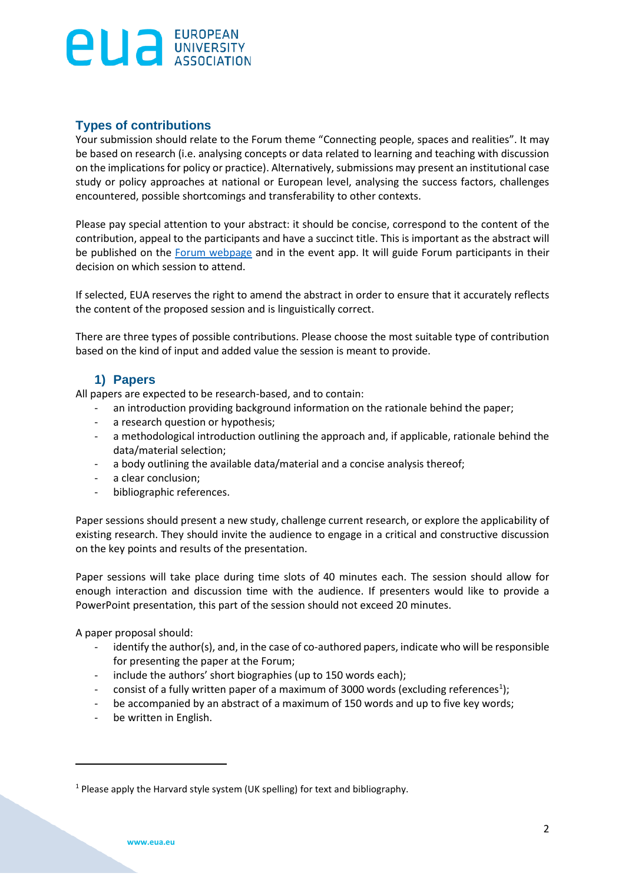## Types of contributions

Your submission should relate to the Forum theme "Connecting people, spaces and realities". It may be based on research (i.e. analysing concepts or data related to learning and teaching with discussion on the implications for policy or practice). Alternatively, submissions may present an institutional case study or policy approaches at national or European level, analysing the success factors, challenges encountered, possible shortcomings and transferability to other contexts.

Please pay special attention to your abstract: it should be concise, correspond to the content of the contribution, appeal to the participants and have a succinct title. This is important as the abstract will be published on the [Forum webpage]() and in the event app. It will guide Forum participants in their decision on which session to attend.

If selected, EUA reserves the right to amend the abstract in order to ensure that it accurately reflects the content of the proposed session and is linguistically correct.

There are three types of possible contributions. Please choose the most suitable type of contribution based on the kind of input and added value the session is meant to provide.

### 1) Papers

All papers are expected to be research-based, and to contain:

- an introduction providing background information on the rationale behind the paper;
- a research question or hypothesis;
- a methodological introduction outlining the approach and, if applicable, rationale behind the data/material selection;
- a body outlining the available data/material and a concise analysis thereof;
- a clear conclusion;
- bibliographic references.

Paper sessions should present a new study, challenge current research, or explore the applicability of existing research. They should invite the audience to engage in a critical and constructive discussion on the key points and results of the presentation.

Paper sessions will take place during time slots of 40 minutes each. The session should allow for enough interaction and discussion time with the audience. If presenters would like to provide a PowerPoint presentation, this part of the session should not exceed 20 minutes.

A paper proposal should:

- identify the author(s), and, in the case of co-authored papers, indicate who will be responsible for presenting the paper at the Forum;
- include the authors' short biographies (up to 150 words each);
- consist of a fully written paper of a maximum of 3000 words (excluding references[1]);
- be accompanied by an abstract of a maximum of 150 words and up to five key words;
- be written in English.

---

[1] Please apply the Harvard style system (UK spelling) for text and bibliography.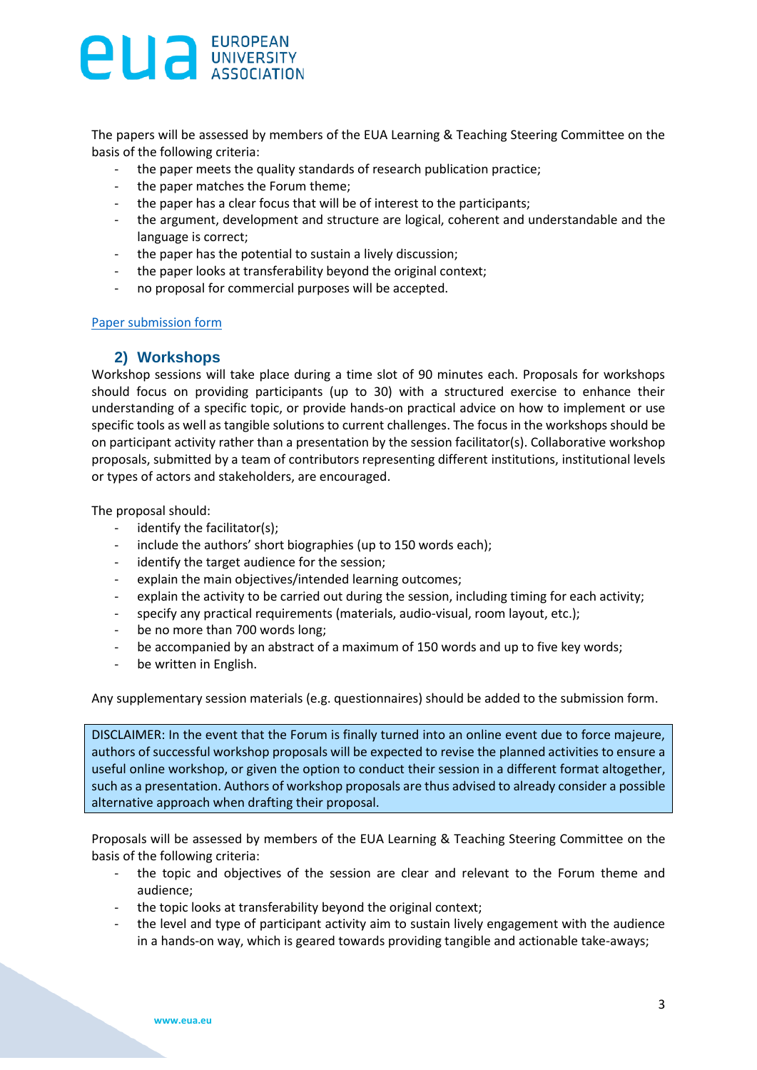The papers will be assessed by members of the EUA Learning & Teaching Steering Committee on the basis of the following criteria:

- the paper meets the quality standards of research publication practice;
- the paper matches the Forum theme;
- the paper has a clear focus that will be of interest to the participants;
- the argument, development and structure are logical, coherent and understandable and the language is correct;
- the paper has the potential to sustain a lively discussion;
- the paper looks at transferability beyond the original context;
- no proposal for commercial purposes will be accepted.

Paper submission form

## 2) Workshops

Workshop sessions will take place during a time slot of 90 minutes each. Proposals for workshops should focus on providing participants (up to 30) with a structured exercise to enhance their understanding of a specific topic, or provide hands-on practical advice on how to implement or use specific tools as well as tangible solutions to current challenges. The focus in the workshops should be on participant activity rather than a presentation by the session facilitator(s). Collaborative workshop proposals, submitted by a team of contributors representing different institutions, institutional levels or types of actors and stakeholders, are encouraged.

The proposal should:

- identify the facilitator(s);
- include the authors' short biographies (up to 150 words each);
- identify the target audience for the session;
- explain the main objectives/intended learning outcomes;
- explain the activity to be carried out during the session, including timing for each activity;
- specify any practical requirements (materials, audio-visual, room layout, etc.);
- be no more than 700 words long;
- be accompanied by an abstract of a maximum of 150 words and up to five key words;
- be written in English.

Any supplementary session materials (e.g. questionnaires) should be added to the submission form.

DISCLAIMER: In the event that the Forum is finally turned into an online event due to force majeure, authors of successful workshop proposals will be expected to revise the planned activities to ensure a useful online workshop, or given the option to conduct their session in a different format altogether, such as a presentation. Authors of workshop proposals are thus advised to already consider a possible alternative approach when drafting their proposal.

Proposals will be assessed by members of the EUA Learning & Teaching Steering Committee on the basis of the following criteria:

- the topic and objectives of the session are clear and relevant to the Forum theme and audience;
- the topic looks at transferability beyond the original context;
- the level and type of participant activity aim to sustain lively engagement with the audience in a hands-on way, which is geared towards providing tangible and actionable take-aways;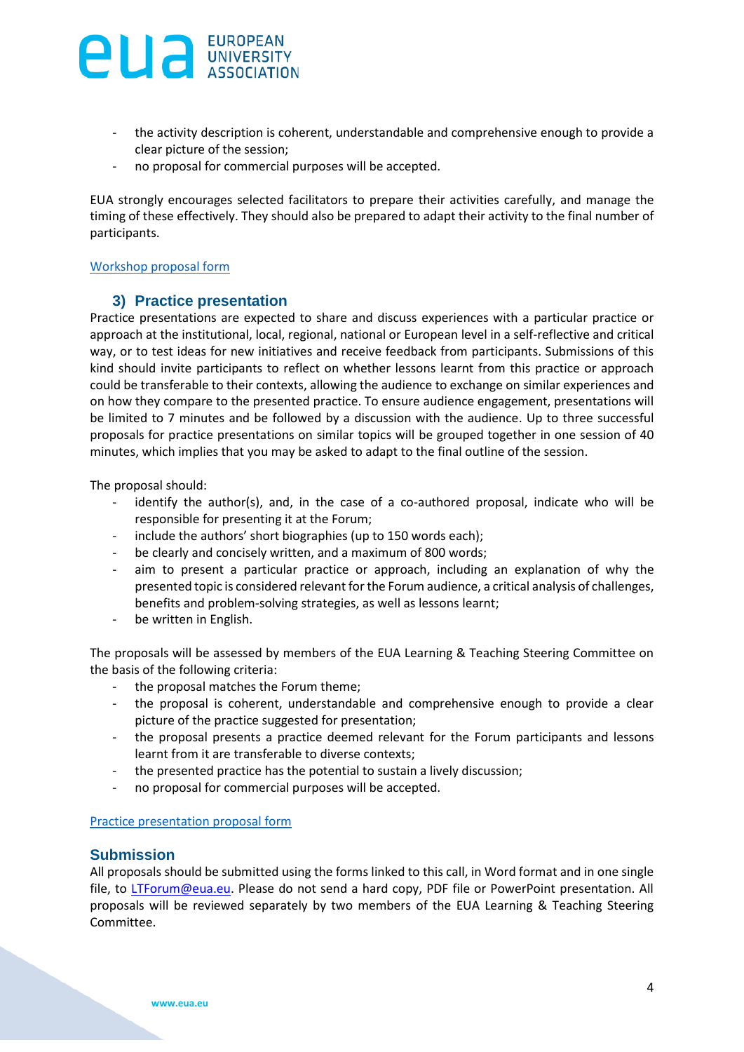- the activity description is coherent, understandable and comprehensive enough to provide a clear picture of the session;
- no proposal for commercial purposes will be accepted.

EUA strongly encourages selected facilitators to prepare their activities carefully, and manage the timing of these effectively. They should also be prepared to adapt their activity to the final number of participants.

[Workshop proposal form]

### 3) Practice presentation

Practice presentations are expected to share and discuss experiences with a particular practice or approach at the institutional, local, regional, national or European level in a self-reflective and critical way, or to test ideas for new initiatives and receive feedback from participants. Submissions of this kind should invite participants to reflect on whether lessons learnt from this practice or approach could be transferable to their contexts, allowing the audience to exchange on similar experiences and on how they compare to the presented practice. To ensure audience engagement, presentations will be limited to 7 minutes and be followed by a discussion with the audience. Up to three successful proposals for practice presentations on similar topics will be grouped together in one session of 40 minutes, which implies that you may be asked to adapt to the final outline of the session.

The proposal should:

- identify the author(s), and, in the case of a co-authored proposal, indicate who will be responsible for presenting it at the Forum;
- include the authors' short biographies (up to 150 words each);
- be clearly and concisely written, and a maximum of 800 words;
- aim to present a particular practice or approach, including an explanation of why the presented topic is considered relevant for the Forum audience, a critical analysis of challenges, benefits and problem-solving strategies, as well as lessons learnt;
- be written in English.

The proposals will be assessed by members of the EUA Learning & Teaching Steering Committee on the basis of the following criteria:

- the proposal matches the Forum theme;
- the proposal is coherent, understandable and comprehensive enough to provide a clear picture of the practice suggested for presentation;
- the proposal presents a practice deemed relevant for the Forum participants and lessons learnt from it are transferable to diverse contexts;
- the presented practice has the potential to sustain a lively discussion;
- no proposal for commercial purposes will be accepted.

[Practice presentation proposal form]

## Submission

All proposals should be submitted using the forms linked to this call, in Word format and in one single file, to LTForum@eua.eu. Please do not send a hard copy, PDF file or PowerPoint presentation. All proposals will be reviewed separately by two members of the EUA Learning & Teaching Steering Committee.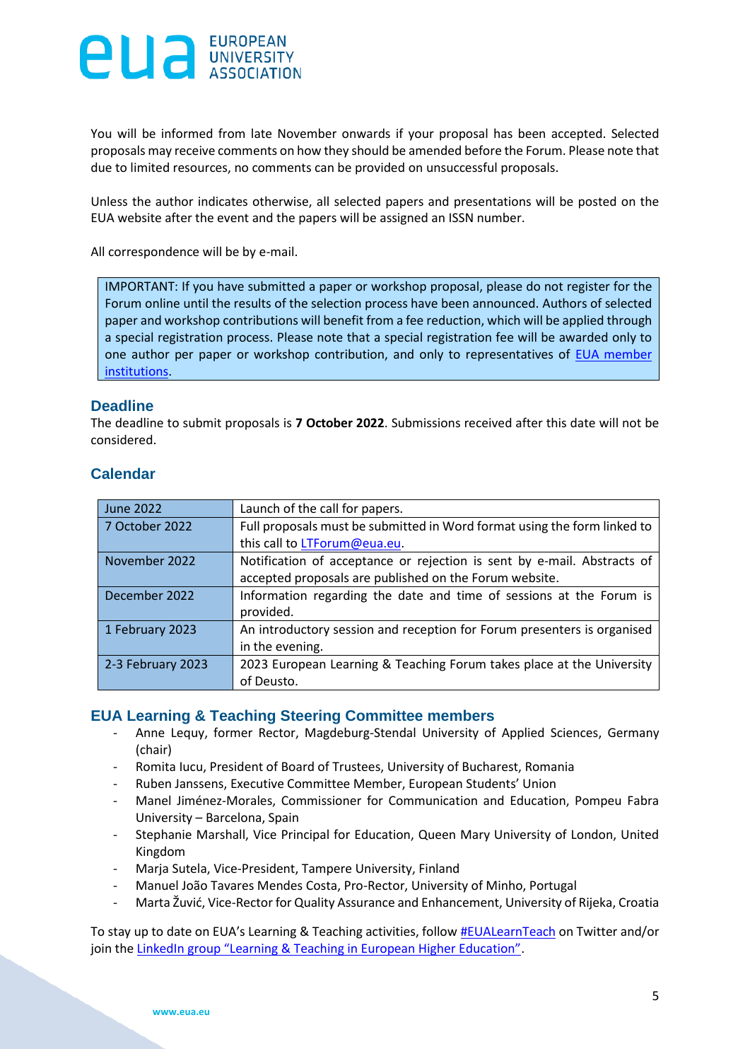You will be informed from late November onwards if your proposal has been accepted. Selected proposals may receive comments on how they should be amended before the Forum. Please note that due to limited resources, no comments can be provided on unsuccessful proposals.

Unless the author indicates otherwise, all selected papers and presentations will be posted on the EUA website after the event and the papers will be assigned an ISSN number.

All correspondence will be by e-mail.

> IMPORTANT: If you have submitted a paper or workshop proposal, please do not register for the Forum online until the results of the selection process have been announced. Authors of selected paper and workshop contributions will benefit from a fee reduction, which will be applied through a special registration process. Please note that a special registration fee will be awarded only to one author per paper or workshop contribution, and only to representatives of EUA member institutions.

## Deadline

The deadline to submit proposals is **7 October 2022**. Submissions received after this date will not be considered.

## Calendar

| | |
|---|---|
| June 2022 | Launch of the call for papers. |
| 7 October 2022 | Full proposals must be submitted in Word format using the form linked to this call to LTForum@eua.eu. |
| November 2022 | Notification of acceptance or rejection is sent by e-mail. Abstracts of accepted proposals are published on the Forum website. |
| December 2022 | Information regarding the date and time of sessions at the Forum is provided. |
| 1 February 2023 | An introductory session and reception for Forum presenters is organised in the evening. |
| 2-3 February 2023 | 2023 European Learning & Teaching Forum takes place at the University of Deusto. |

## EUA Learning & Teaching Steering Committee members

- Anne Lequy, former Rector, Magdeburg-Stendal University of Applied Sciences, Germany (chair)
- Romita Iucu, President of Board of Trustees, University of Bucharest, Romania
- Ruben Janssens, Executive Committee Member, European Students' Union
- Manel Jiménez-Morales, Commissioner for Communication and Education, Pompeu Fabra University – Barcelona, Spain
- Stephanie Marshall, Vice Principal for Education, Queen Mary University of London, United Kingdom
- Marja Sutela, Vice-President, Tampere University, Finland
- Manuel João Tavares Mendes Costa, Pro-Rector, University of Minho, Portugal
- Marta Žuvić, Vice-Rector for Quality Assurance and Enhancement, University of Rijeka, Croatia

To stay up to date on EUA's Learning & Teaching activities, follow #EUALearnTeach on Twitter and/or join the LinkedIn group "Learning & Teaching in European Higher Education".